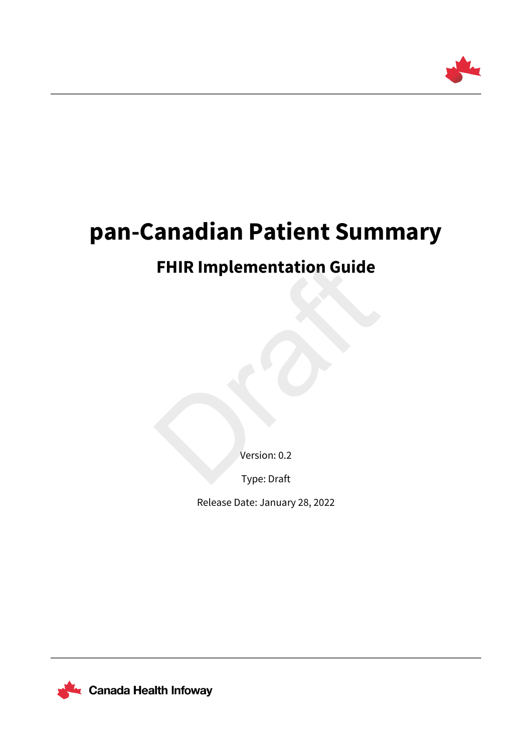# pan-Canadian Patient Summary

## FHIR Implementation Guide

Version: 0.2

Type: Draft

Release Date: January 28, 2022

Canada Health Infoway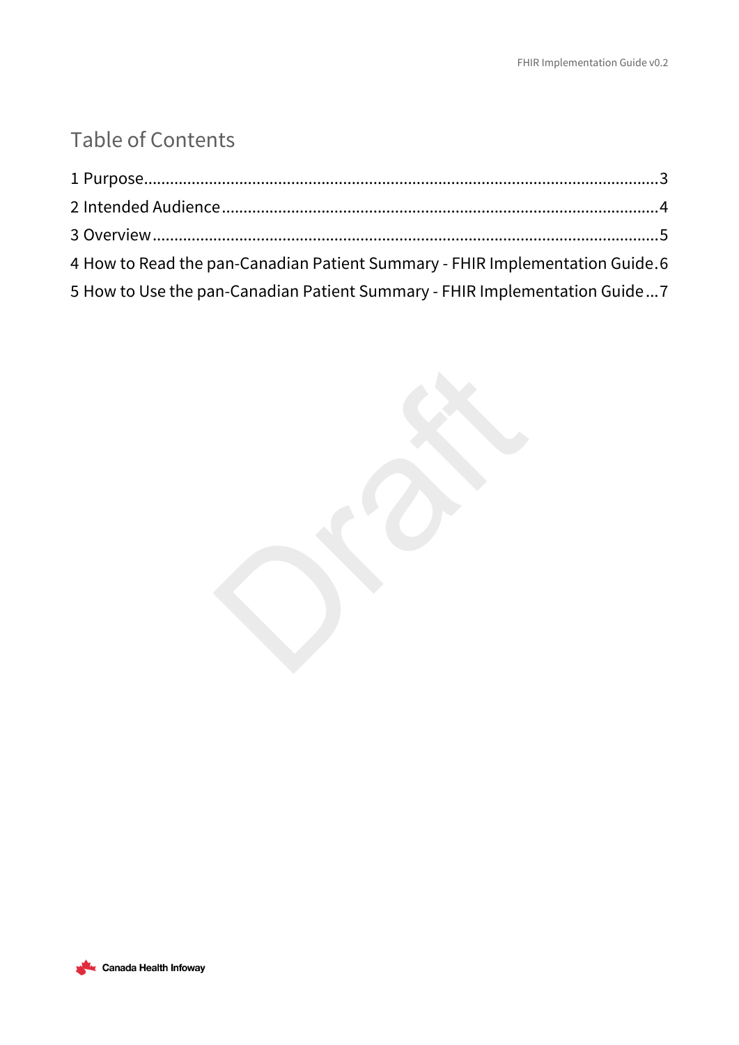# Table of Contents

1 Purpose ..... 3

2 Intended Audience ..... 4

3 Overview ..... 5

4 How to Read the pan-Canadian Patient Summary - FHIR Implementation Guide ..... 6

5 How to Use the pan-Canadian Patient Summary - FHIR Implementation Guide ..... 7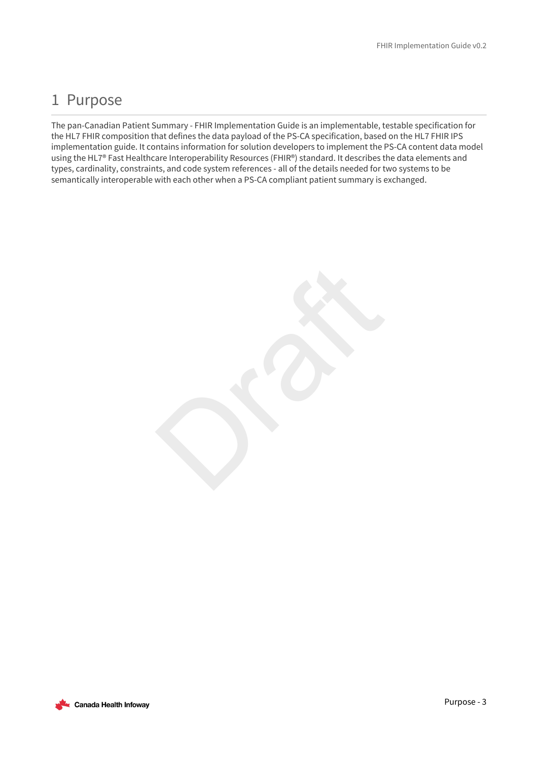# 1 Purpose

The pan-Canadian Patient Summary - FHIR Implementation Guide is an implementable, testable specification for the HL7 FHIR composition that defines the data payload of the PS-CA specification, based on the HL7 FHIR IPS implementation guide. It contains information for solution developers to implement the PS-CA content data model using the HL7® Fast Healthcare Interoperability Resources (FHIR®) standard. It describes the data elements and types, cardinality, constraints, and code system references - all of the details needed for two systems to be semantically interoperable with each other when a PS-CA compliant patient summary is exchanged.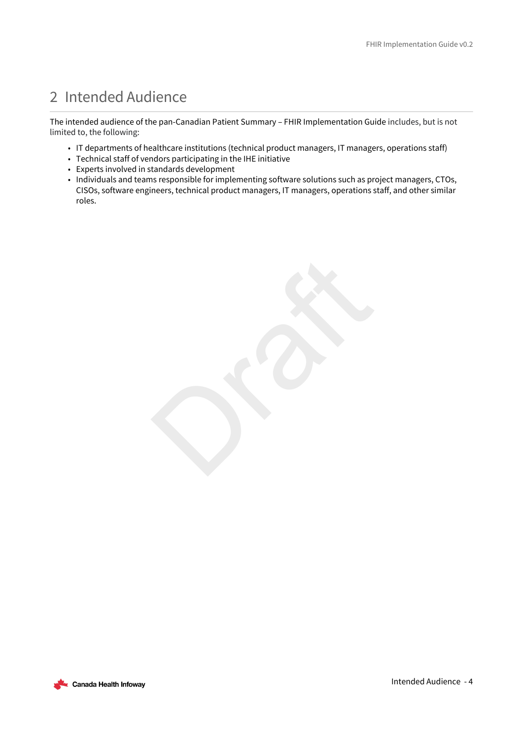# 2 Intended Audience

The intended audience of the pan-Canadian Patient Summary – FHIR Implementation Guide includes, but is not limited to, the following:

- IT departments of healthcare institutions (technical product managers, IT managers, operations staff)
- Technical staff of vendors participating in the IHE initiative
- Experts involved in standards development
- Individuals and teams responsible for implementing software solutions such as project managers, CTOs, CISOs, software engineers, technical product managers, IT managers, operations staff, and other similar roles.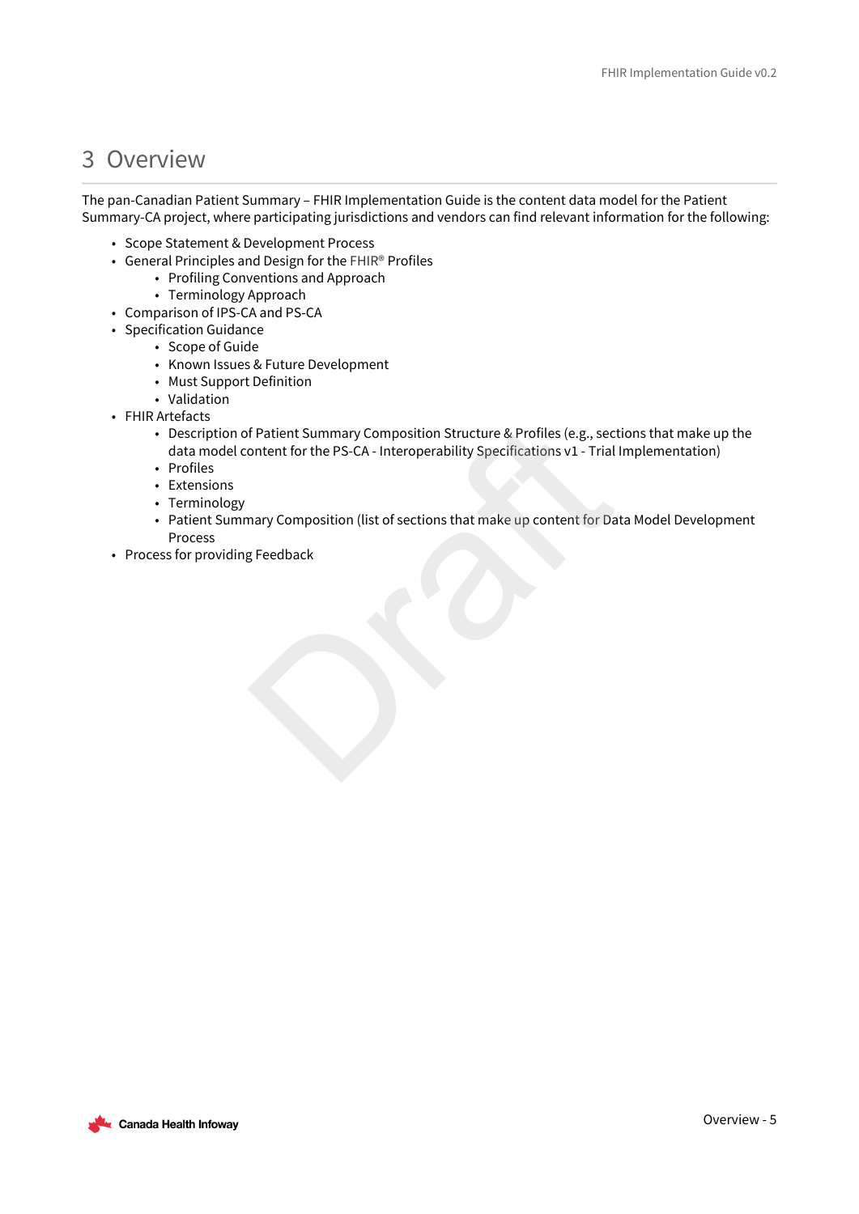# 3 Overview

The pan-Canadian Patient Summary – FHIR Implementation Guide is the content data model for the Patient Summary-CA project, where participating jurisdictions and vendors can find relevant information for the following:

- Scope Statement & Development Process
- General Principles and Design for the FHIR® Profiles
  - Profiling Conventions and Approach
  - Terminology Approach
- Comparison of IPS-CA and PS-CA
- Specification Guidance
  - Scope of Guide
  - Known Issues & Future Development
  - Must Support Definition
  - Validation
- FHIR Artefacts
  - Description of Patient Summary Composition Structure & Profiles (e.g., sections that make up the data model content for the PS-CA - Interoperability Specifications v1 - Trial Implementation)
  - Profiles
  - Extensions
  - Terminology
  - Patient Summary Composition (list of sections that make up content for Data Model Development Process
- Process for providing Feedback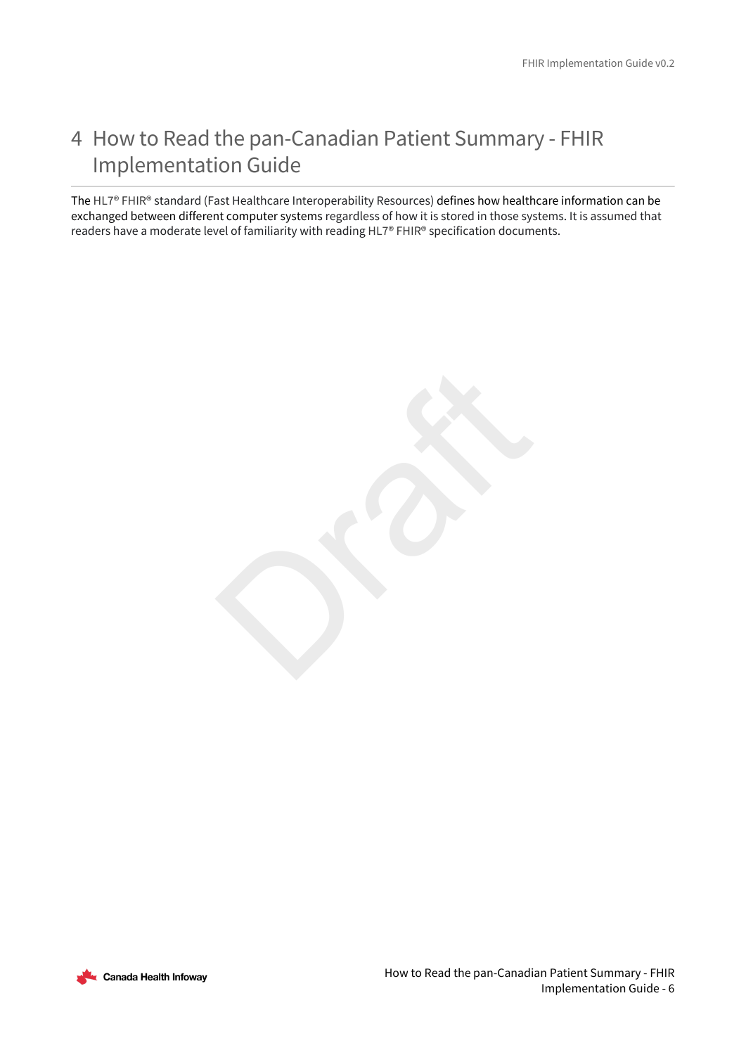# 4 How to Read the pan-Canadian Patient Summary - FHIR Implementation Guide

The HL7® FHIR® standard (Fast Healthcare Interoperability Resources) defines how healthcare information can be exchanged between different computer systems regardless of how it is stored in those systems. It is assumed that readers have a moderate level of familiarity with reading HL7® FHIR® specification documents.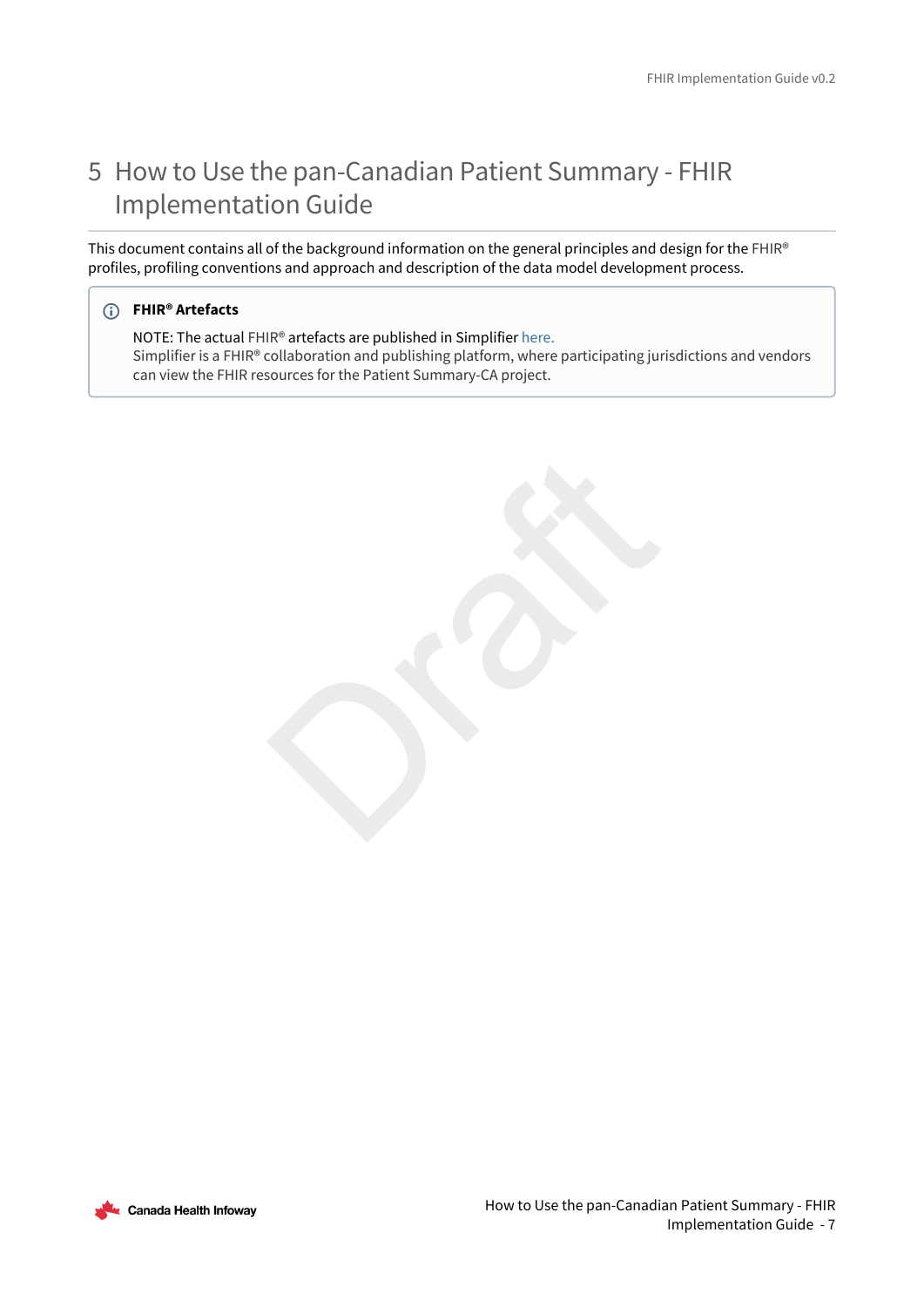# 5 How to Use the pan-Canadian Patient Summary - FHIR Implementation Guide

This document contains all of the background information on the general principles and design for the FHIR® profiles, profiling conventions and approach and description of the data model development process.

> **FHIR® Artefacts**
>
> NOTE: The actual FHIR® artefacts are published in Simplifier here.
> Simplifier is a FHIR® collaboration and publishing platform, where participating jurisdictions and vendors can view the FHIR resources for the Patient Summary-CA project.